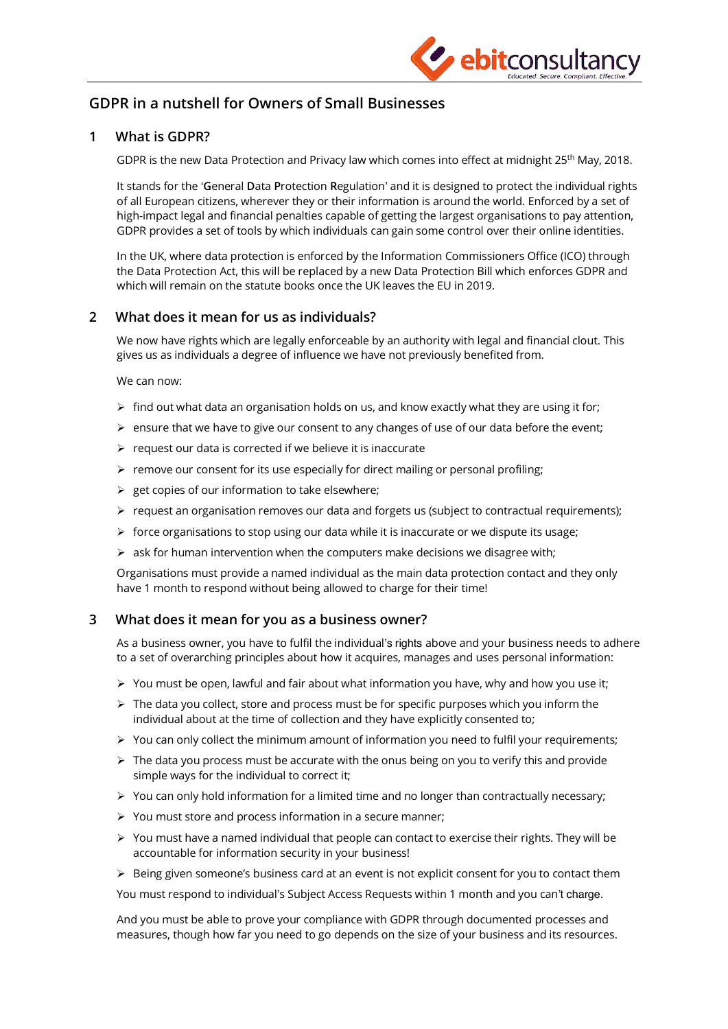# GDPR in a nutshell for Owners of Small Businesses

## 1 What is GDPR?

GDPR is the new Data Protection and Privacy law which comes into effect at midnight 25th May, 2018.

It stands for the '**G**eneral **D**ata **P**rotection **R**egulation' and it is designed to protect the individual rights of all European citizens, wherever they or their information is around the world. Enforced by a set of high-impact legal and financial penalties capable of getting the largest organisations to pay attention, GDPR provides a set of tools by which individuals can gain some control over their online identities.

In the UK, where data protection is enforced by the Information Commissioners Office (ICO) through the Data Protection Act, this will be replaced by a new Data Protection Bill which enforces GDPR and which will remain on the statute books once the UK leaves the EU in 2019.

## 2 What does it mean for us as individuals?

We now have rights which are legally enforceable by an authority with legal and financial clout. This gives us as individuals a degree of influence we have not previously benefited from.

We can now:

- find out what data an organisation holds on us, and know exactly what they are using it for;
- ensure that we have to give our consent to any changes of use of our data before the event;
- request our data is corrected if we believe it is inaccurate
- remove our consent for its use especially for direct mailing or personal profiling;
- get copies of our information to take elsewhere;
- request an organisation removes our data and forgets us (subject to contractual requirements);
- force organisations to stop using our data while it is inaccurate or we dispute its usage;
- ask for human intervention when the computers make decisions we disagree with;

Organisations must provide a named individual as the main data protection contact and they only have 1 month to respond without being allowed to charge for their time!

## 3 What does it mean for you as a business owner?

As a business owner, you have to fulfil the individual's rights above and your business needs to adhere to a set of overarching principles about how it acquires, manages and uses personal information:

- You must be open, lawful and fair about what information you have, why and how you use it;
- The data you collect, store and process must be for specific purposes which you inform the individual about at the time of collection and they have explicitly consented to;
- You can only collect the minimum amount of information you need to fulfil your requirements;
- The data you process must be accurate with the onus being on you to verify this and provide simple ways for the individual to correct it;
- You can only hold information for a limited time and no longer than contractually necessary;
- You must store and process information in a secure manner;
- You must have a named individual that people can contact to exercise their rights. They will be accountable for information security in your business!
- Being given someone's business card at an event is not explicit consent for you to contact them

You must respond to individual's Subject Access Requests within 1 month and you can't charge.

And you must be able to prove your compliance with GDPR through documented processes and measures, though how far you need to go depends on the size of your business and its resources.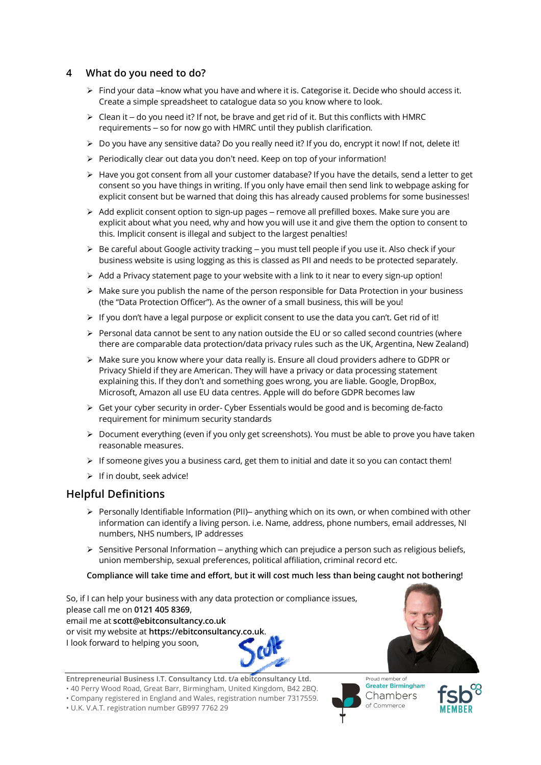## 4 What do you need to do?

- Find your data –know what you have and where it is. Categorise it. Decide who should access it. Create a simple spreadsheet to catalogue data so you know where to look.
- Clean it – do you need it? If not, be brave and get rid of it. But this conflicts with HMRC requirements – so for now go with HMRC until they publish clarification.
- Do you have any sensitive data? Do you really need it? If you do, encrypt it now! If not, delete it!
- Periodically clear out data you don't need. Keep on top of your information!
- Have you got consent from all your customer database? If you have the details, send a letter to get consent so you have things in writing. If you only have email then send link to webpage asking for explicit consent but be warned that doing this has already caused problems for some businesses!
- Add explicit consent option to sign-up pages – remove all prefilled boxes. Make sure you are explicit about what you need, why and how you will use it and give them the option to consent to this. Implicit consent is illegal and subject to the largest penalties!
- Be careful about Google activity tracking – you must tell people if you use it. Also check if your business website is using logging as this is classed as PII and needs to be protected separately.
- Add a Privacy statement page to your website with a link to it near to every sign-up option!
- Make sure you publish the name of the person responsible for Data Protection in your business (the "Data Protection Officer"). As the owner of a small business, this will be you!
- If you don't have a legal purpose or explicit consent to use the data you can't. Get rid of it!
- Personal data cannot be sent to any nation outside the EU or so called second countries (where there are comparable data protection/data privacy rules such as the UK, Argentina, New Zealand)
- Make sure you know where your data really is. Ensure all cloud providers adhere to GDPR or Privacy Shield if they are American. They will have a privacy or data processing statement explaining this. If they don't and something goes wrong, you are liable. Google, DropBox, Microsoft, Amazon all use EU data centres. Apple will do before GDPR becomes law
- Get your cyber security in order- Cyber Essentials would be good and is becoming de-facto requirement for minimum security standards
- Document everything (even if you only get screenshots). You must be able to prove you have taken reasonable measures.
- If someone gives you a business card, get them to initial and date it so you can contact them!
- If in doubt, seek advice!

## Helpful Definitions

- Personally Identifiable Information (PII)– anything which on its own, or when combined with other information can identify a living person. i.e. Name, address, phone numbers, email addresses, NI numbers, NHS numbers, IP addresses
- Sensitive Personal Information – anything which can prejudice a person such as religious beliefs, union membership, sexual preferences, political affiliation, criminal record etc.

**Compliance will take time and effort, but it will cost much less than being caught not bothering!**

So, if I can help your business with any data protection or compliance issues,
please call me on **0121 405 8369**,
email me at **scott@ebitconsultancy.co.uk**
or visit my website at **https://ebitconsultancy.co.uk**.
I look forward to helping you soon,

Scott

**Entrepreneurial Business I.T. Consultancy Ltd. t/a ebitconsultancy Ltd.**
• 40 Perry Wood Road, Great Barr, Birmingham, United Kingdom, B42 2BQ.
• Company registered in England and Wales, registration number 7317559.
• U.K. V.A.T. registration number GB997 7762 29

Proud member of Greater Birmingham Chambers of Commerce

fsb MEMBER